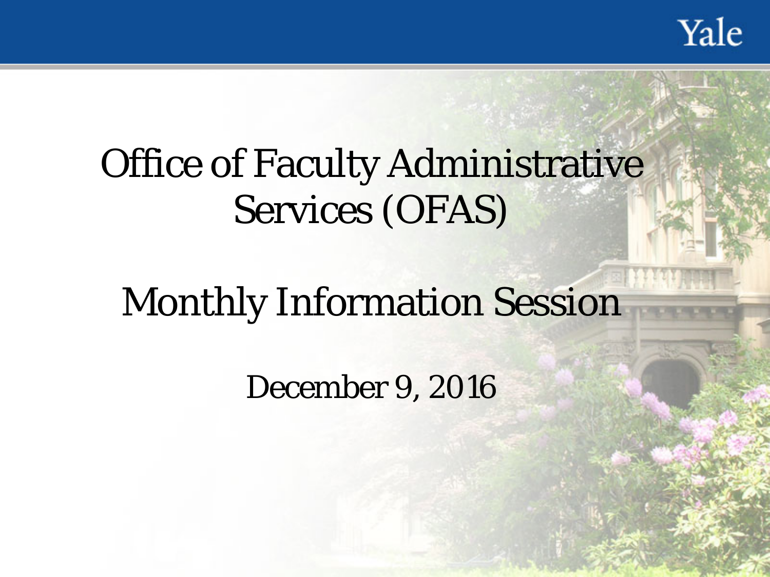# Office of Faculty Administrative Services (OFAS)

## Monthly Information Session

December 9, 2016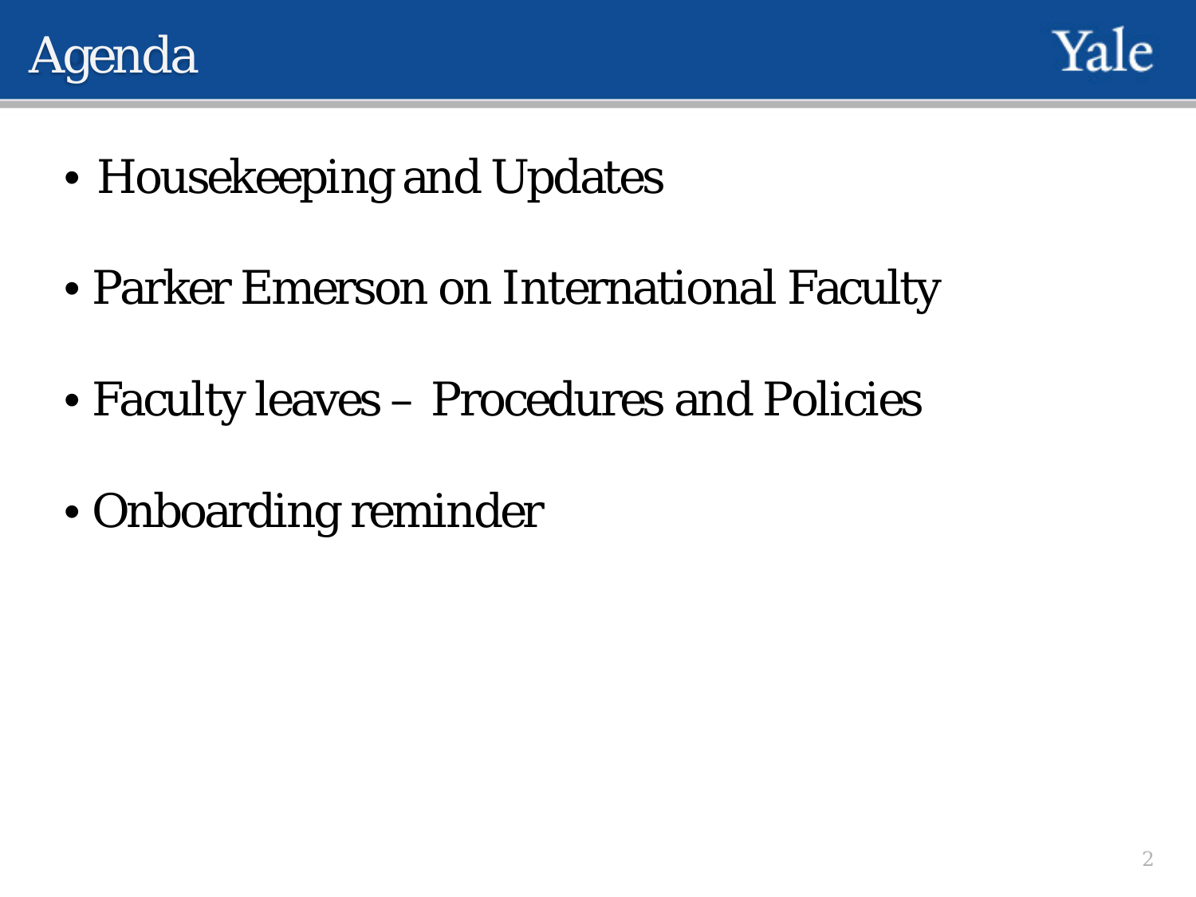# Agenda

- Housekeeping and Updates
- Parker Emerson on International Faculty
- Faculty leaves – Procedures and Policies
- Onboarding reminder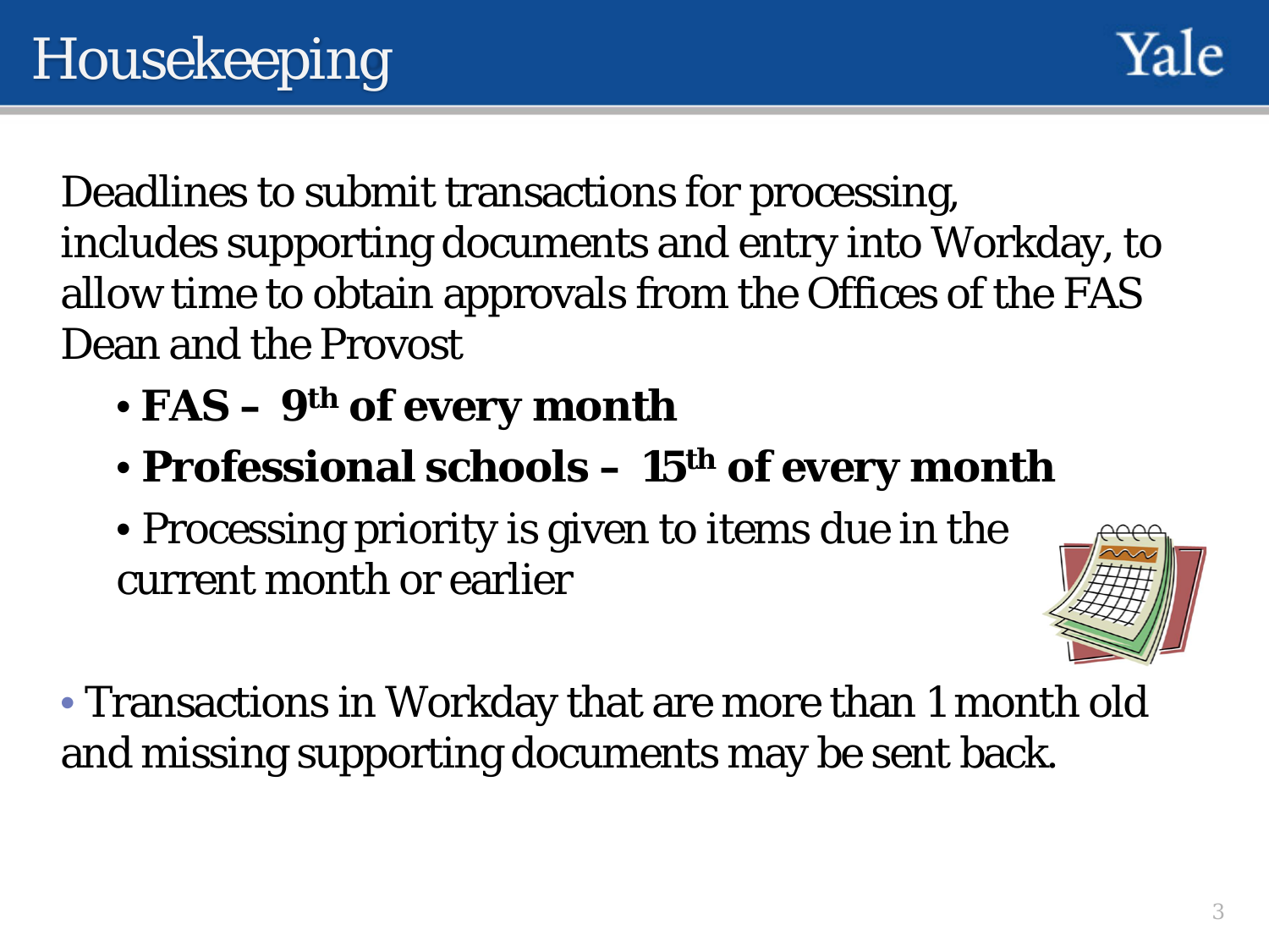# Housekeeping

Deadlines to submit transactions for processing, includes supporting documents and entry into Workday, to allow time to obtain approvals from the Offices of the FAS Dean and the Provost

- **FAS – 9th of every month**
- **Professional schools – 15th of every month**
- Processing priority is given to items due in the current month or earlier

- Transactions in Workday that are more than 1 month old and missing supporting documents may be sent back.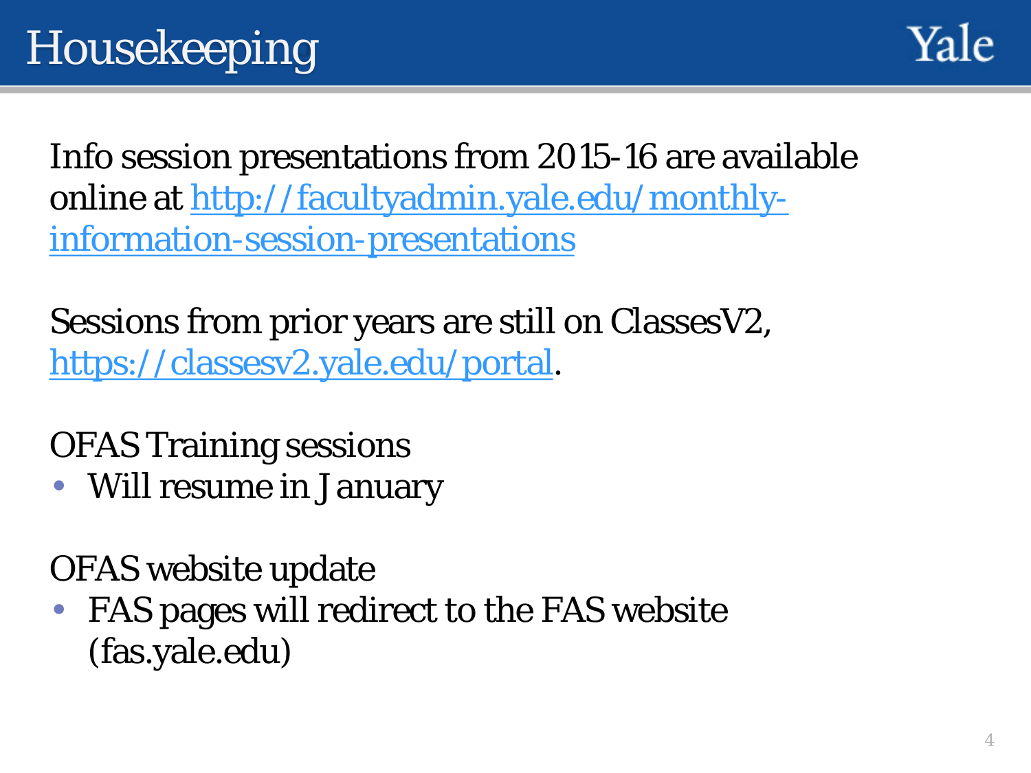# Housekeeping

Info session presentations from 2015-16 are available online at http://facultyadmin.yale.edu/monthly-information-session-presentations

Sessions from prior years are still on ClassesV2, https://classesv2.yale.edu/portal.

OFAS Training sessions

- Will resume in January

OFAS website update

- FAS pages will redirect to the FAS website (fas.yale.edu)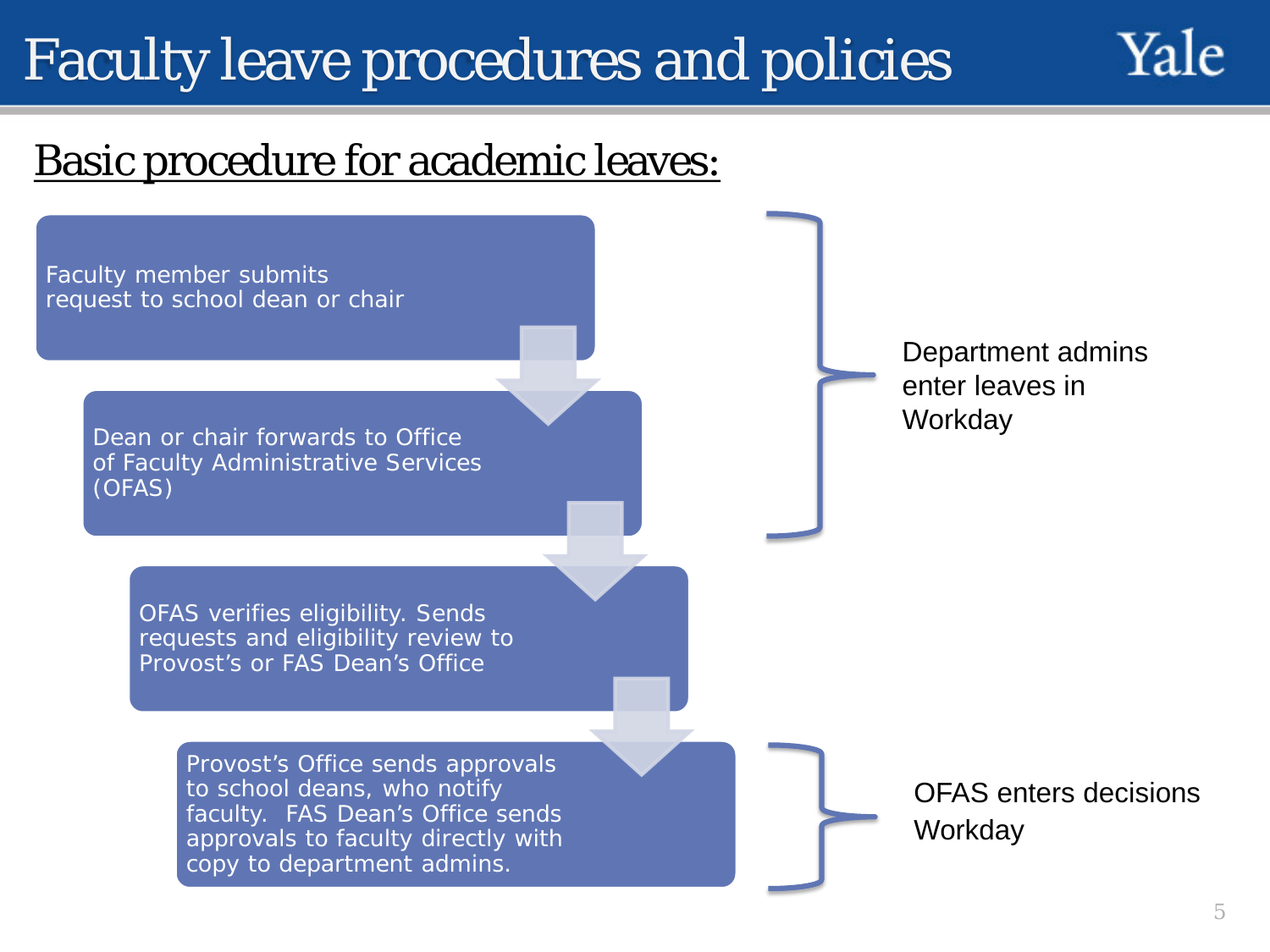# Faculty leave procedures and policies

## Basic procedure for academic leaves:

1. Faculty member submits request to school dean or chair
2. Dean or chair forwards to Office of Faculty Administrative Services (OFAS)
3. OFAS verifies eligibility. Sends requests and eligibility review to Provost's or FAS Dean's Office
4. Provost's Office sends approvals to school deans, who notify faculty. FAS Dean's Office sends approvals to faculty directly with copy to department admins.

Steps 1–2: Department admins enter leaves in Workday

Step 4: OFAS enters decisions Workday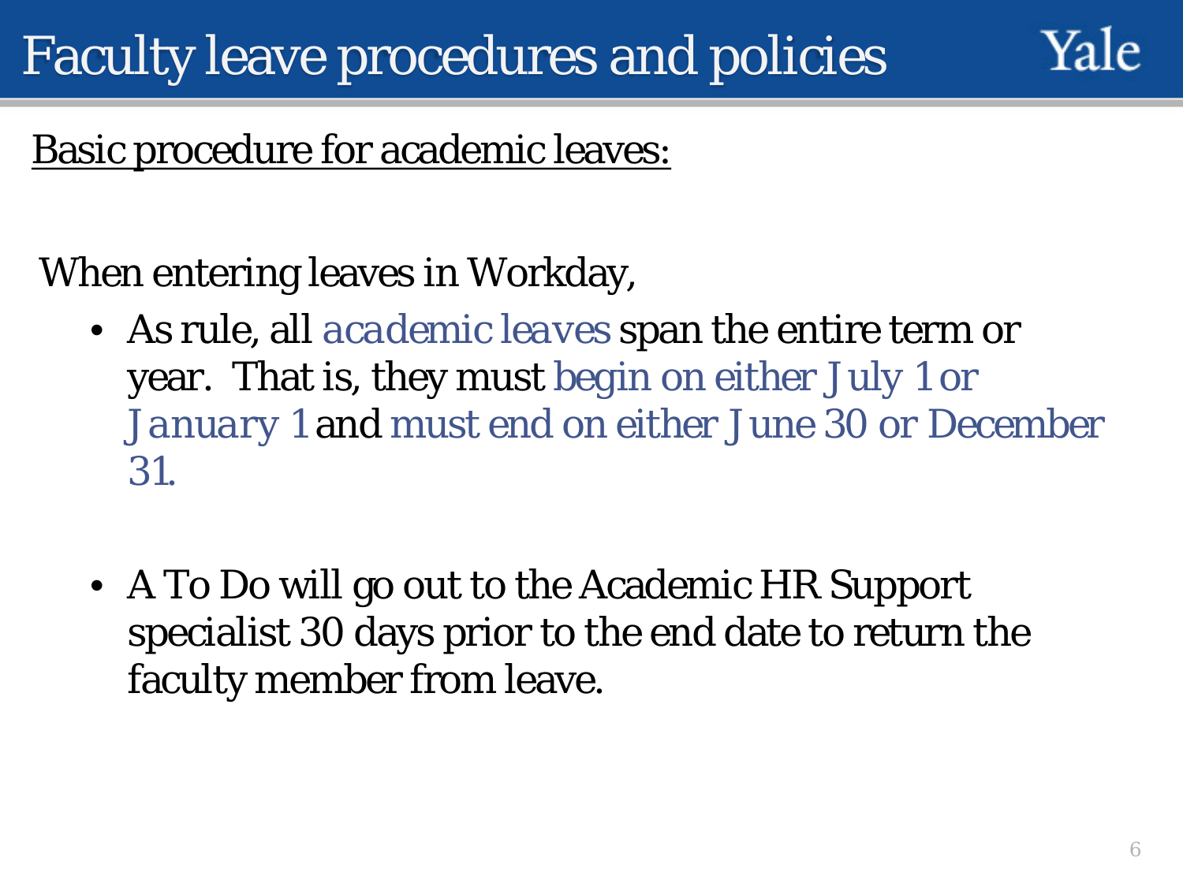# Faculty leave procedures and policies

Basic procedure for academic leaves:

When entering leaves in Workday,

- As rule, all academic leaves span the entire term or year. That is, they must begin on either July 1 or January 1 and must end on either June 30 or December 31.
- A To Do will go out to the Academic HR Support specialist 30 days prior to the end date to return the faculty member from leave.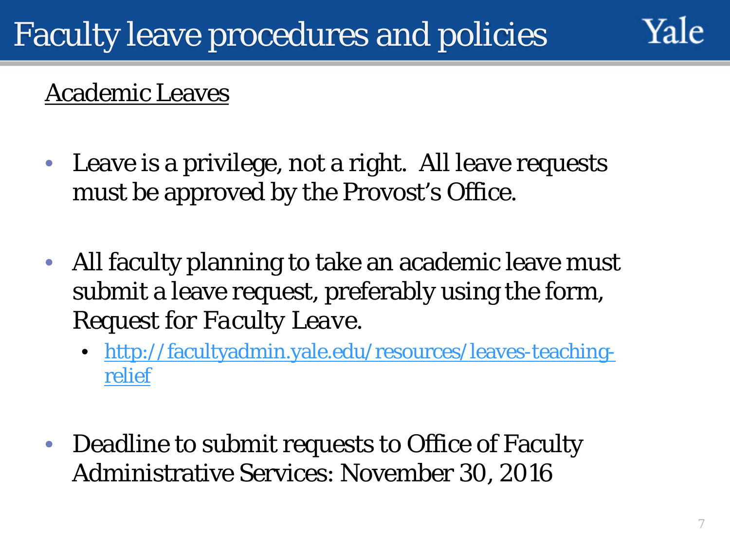# Faculty leave procedures and policies

Yale

## Academic Leaves

- Leave is a privilege, not a right. All leave requests must be approved by the Provost's Office.
- All faculty planning to take an academic leave must submit a leave request, preferably using the form, *Request for Faculty Leave*.
  - http://facultyadmin.yale.edu/resources/leaves-teaching-relief
- Deadline to submit requests to Office of Faculty Administrative Services: November 30, 2016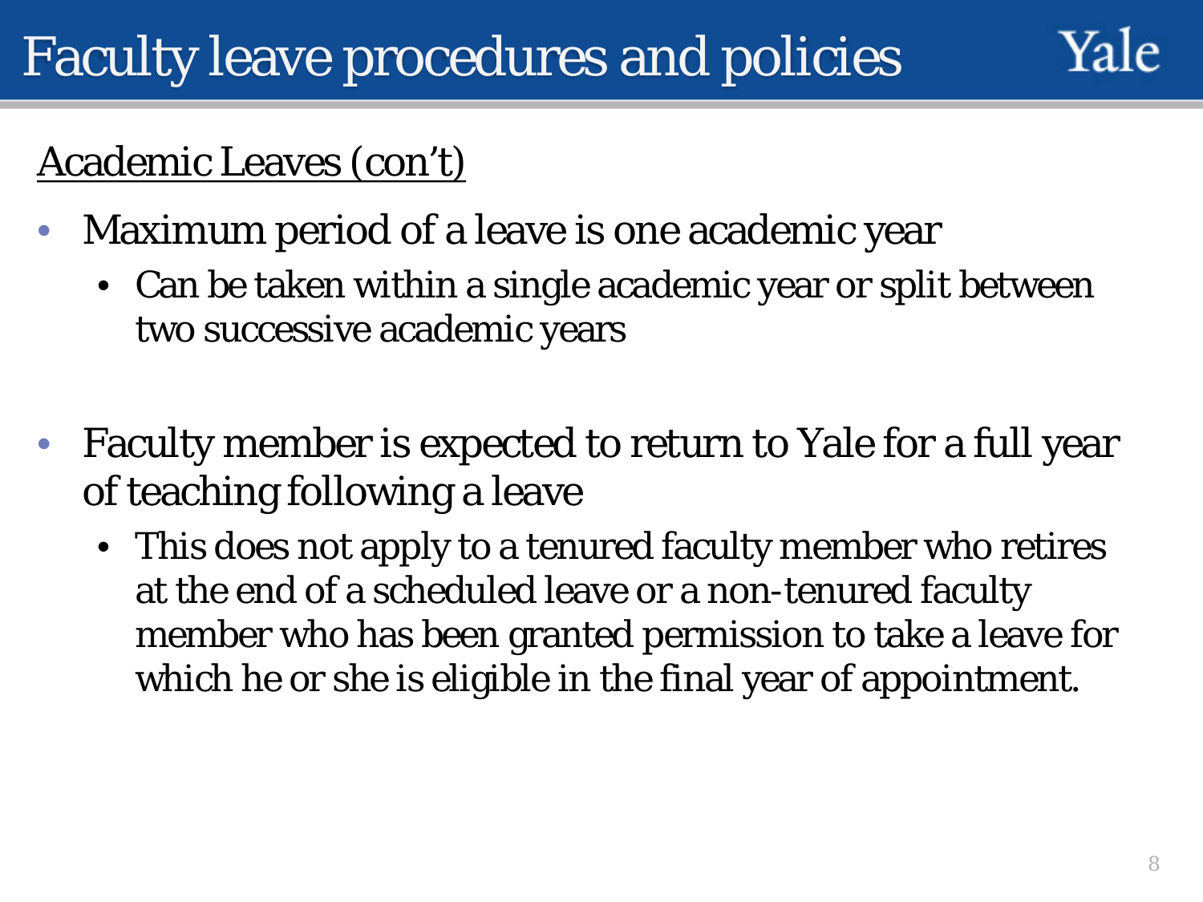# Faculty leave procedures and policies

Academic Leaves (con't)

- Maximum period of a leave is one academic year
  - Can be taken within a single academic year or split between two successive academic years
- Faculty member is expected to return to Yale for a full year of teaching following a leave
  - This does not apply to a tenured faculty member who retires at the end of a scheduled leave or a non-tenured faculty member who has been granted permission to take a leave for which he or she is eligible in the final year of appointment.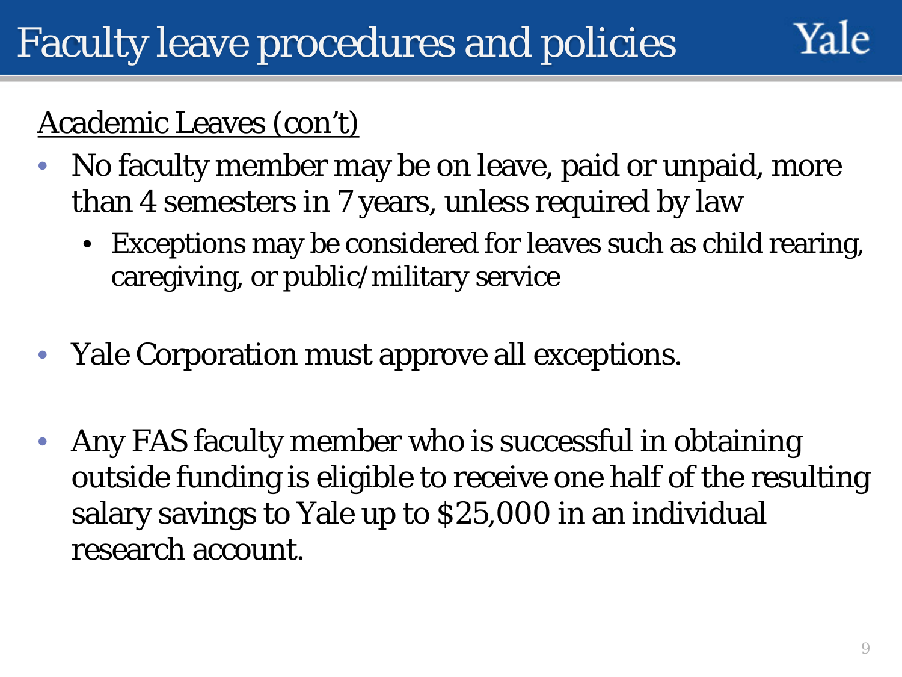# Faculty leave procedures and policies

Academic Leaves (con't)

- No faculty member may be on leave, paid or unpaid, more than 4 semesters in 7 years, unless required by law
  - Exceptions may be considered for leaves such as child rearing, caregiving, or public/military service
- Yale Corporation must approve all exceptions.
- Any FAS faculty member who is successful in obtaining outside funding is eligible to receive one half of the resulting salary savings to Yale up to $25,000 in an individual research account.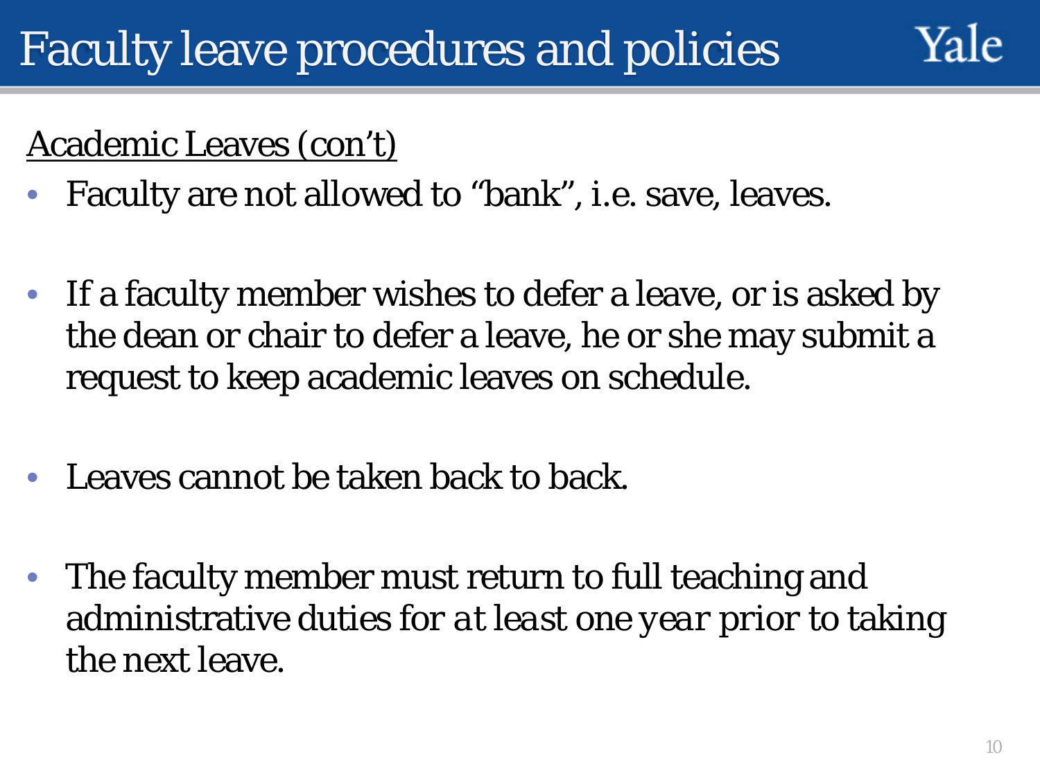# Faculty leave procedures and policies

Yale

Academic Leaves (con't)

- Faculty are not allowed to "bank", i.e. save, leaves.
- If a faculty member wishes to defer a leave, or is asked by the dean or chair to defer a leave, he or she may submit a request to keep academic leaves on schedule.
- Leaves cannot be taken back to back.
- The faculty member must return to full teaching and administrative duties for *at least one year* prior to taking the next leave.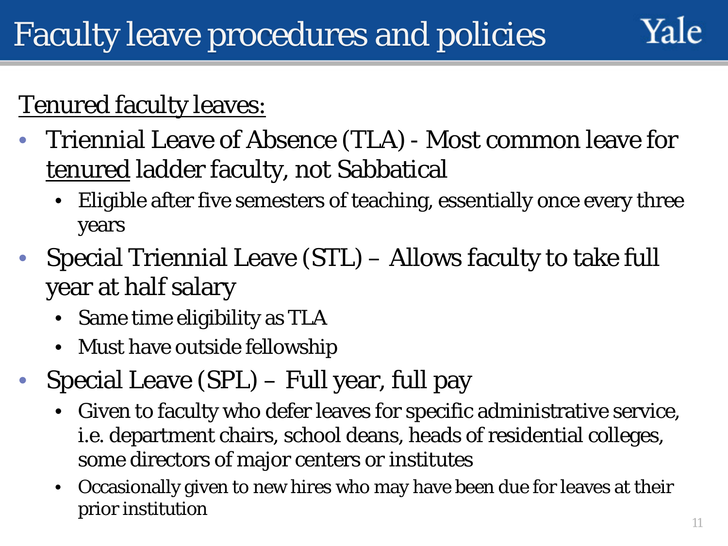# Faculty leave procedures and policies

Yale

Tenured faculty leaves:

- Triennial Leave of Absence (TLA) - Most common leave for tenured ladder faculty, not Sabbatical
  - Eligible after five semesters of teaching, essentially once every three years
- Special Triennial Leave (STL) – Allows faculty to take full year at half salary
  - Same time eligibility as TLA
  - Must have outside fellowship
- Special Leave (SPL) – Full year, full pay
  - Given to faculty who defer leaves for specific administrative service, i.e. department chairs, school deans, heads of residential colleges, some directors of major centers or institutes
  - Occasionally given to new hires who may have been due for leaves at their prior institution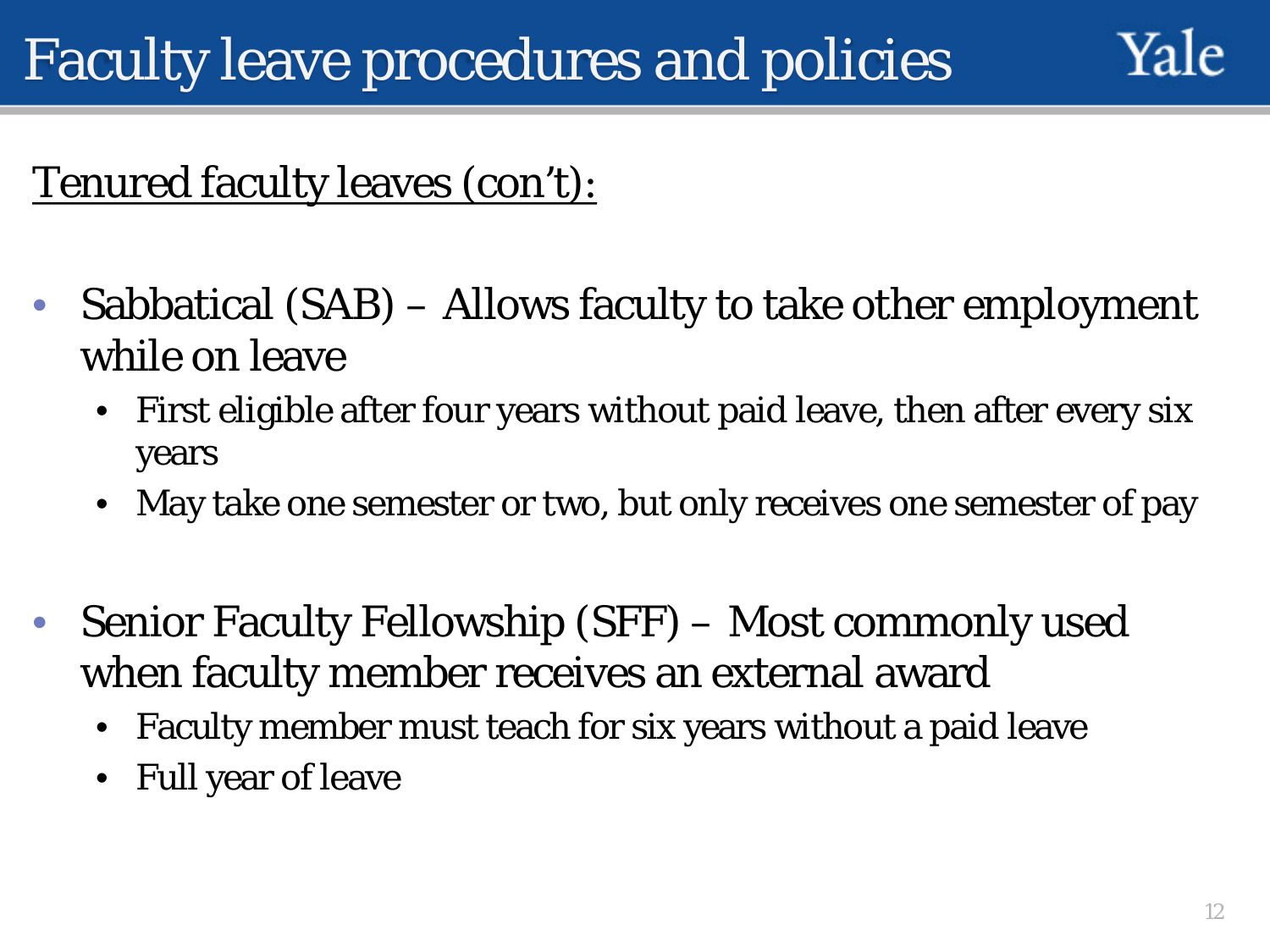# Faculty leave procedures and policies

Tenured faculty leaves (con't):

- Sabbatical (SAB) – Allows faculty to take other employment while on leave
  - First eligible after four years without paid leave, then after every six years
  - May take one semester or two, but only receives one semester of pay

- Senior Faculty Fellowship (SFF) – Most commonly used when faculty member receives an external award
  - Faculty member must teach for six years without a paid leave
  - Full year of leave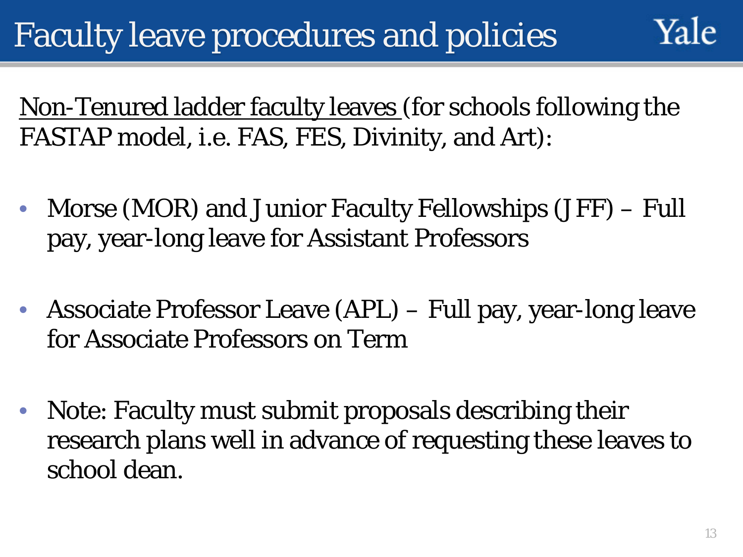# Faculty leave procedures and policies

Non-Tenured ladder faculty leaves (for schools following the FASTAP model, i.e. FAS, FES, Divinity, and Art):

- Morse (MOR) and Junior Faculty Fellowships (JFF) – Full pay, year-long leave for Assistant Professors
- Associate Professor Leave (APL) – Full pay, year-long leave for Associate Professors on Term
- Note: Faculty must submit proposals describing their research plans well in advance of requesting these leaves to school dean.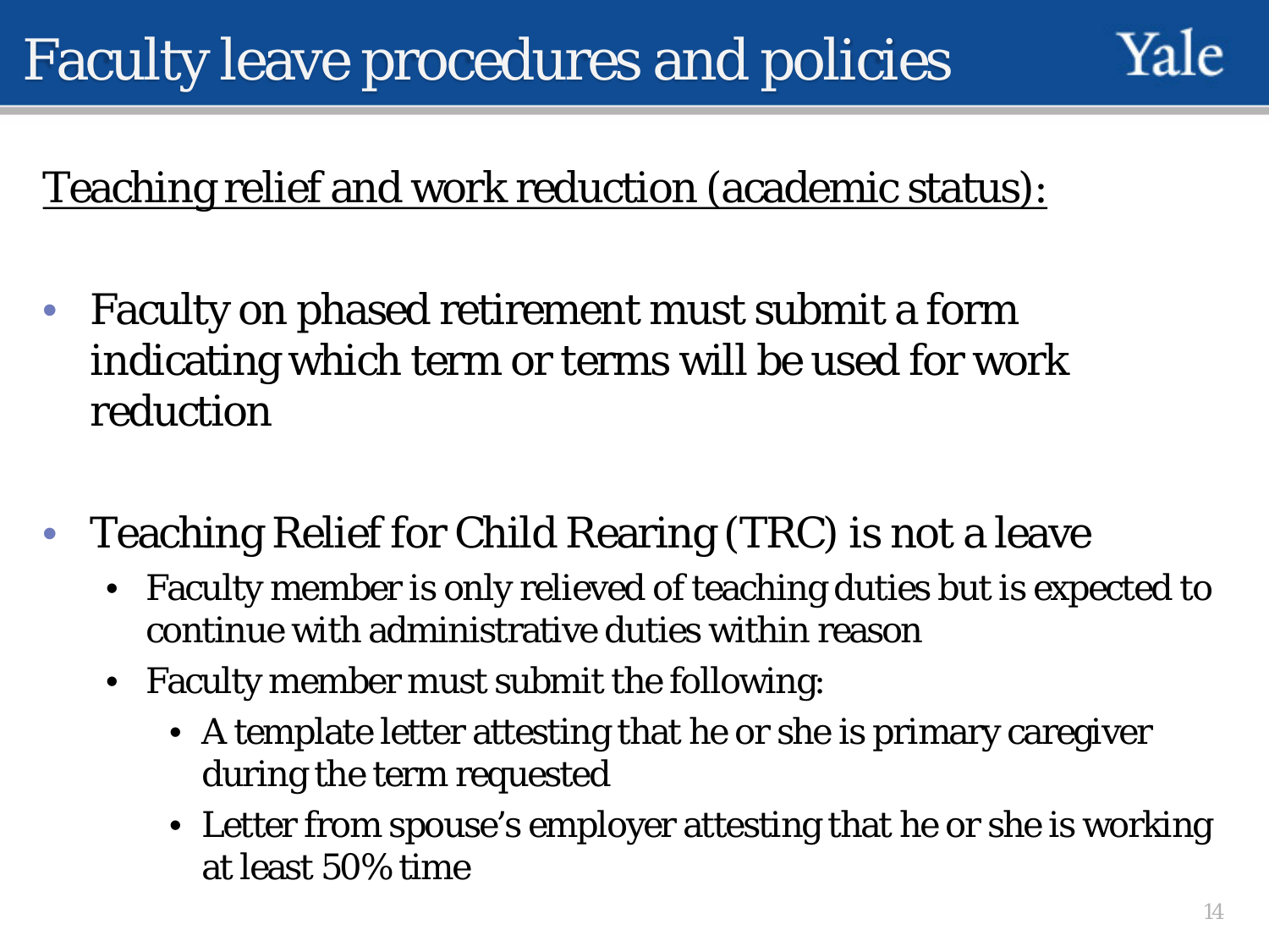# Faculty leave procedures and policies

Yale

Teaching relief and work reduction (academic status):

- Faculty on phased retirement must submit a form indicating which term or terms will be used for work reduction

- Teaching Relief for Child Rearing (TRC) is not a leave
  - Faculty member is only relieved of teaching duties but is expected to continue with administrative duties within reason
  - Faculty member must submit the following:
    - A template letter attesting that he or she is primary caregiver during the term requested
    - Letter from spouse's employer attesting that he or she is working at least 50% time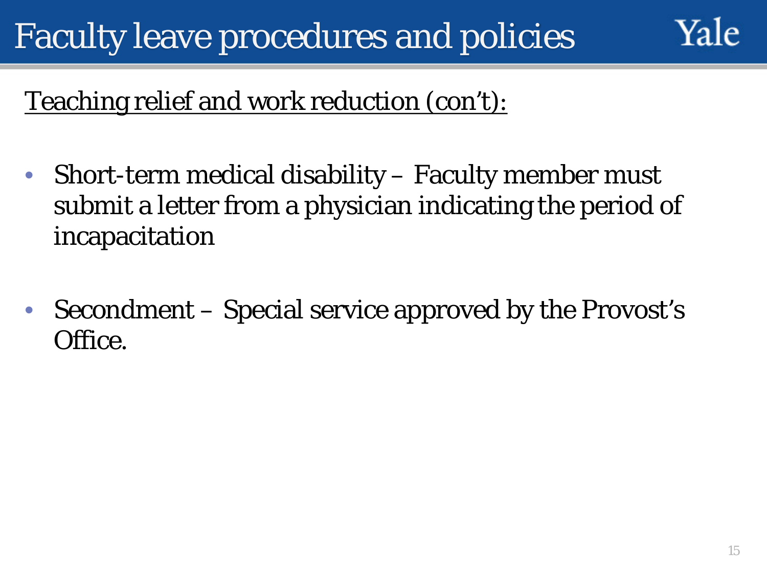# Faculty leave procedures and policies

Teaching relief and work reduction (con't):

- Short-term medical disability – Faculty member must submit a letter from a physician indicating the period of incapacitation

- Secondment – Special service approved by the Provost's Office.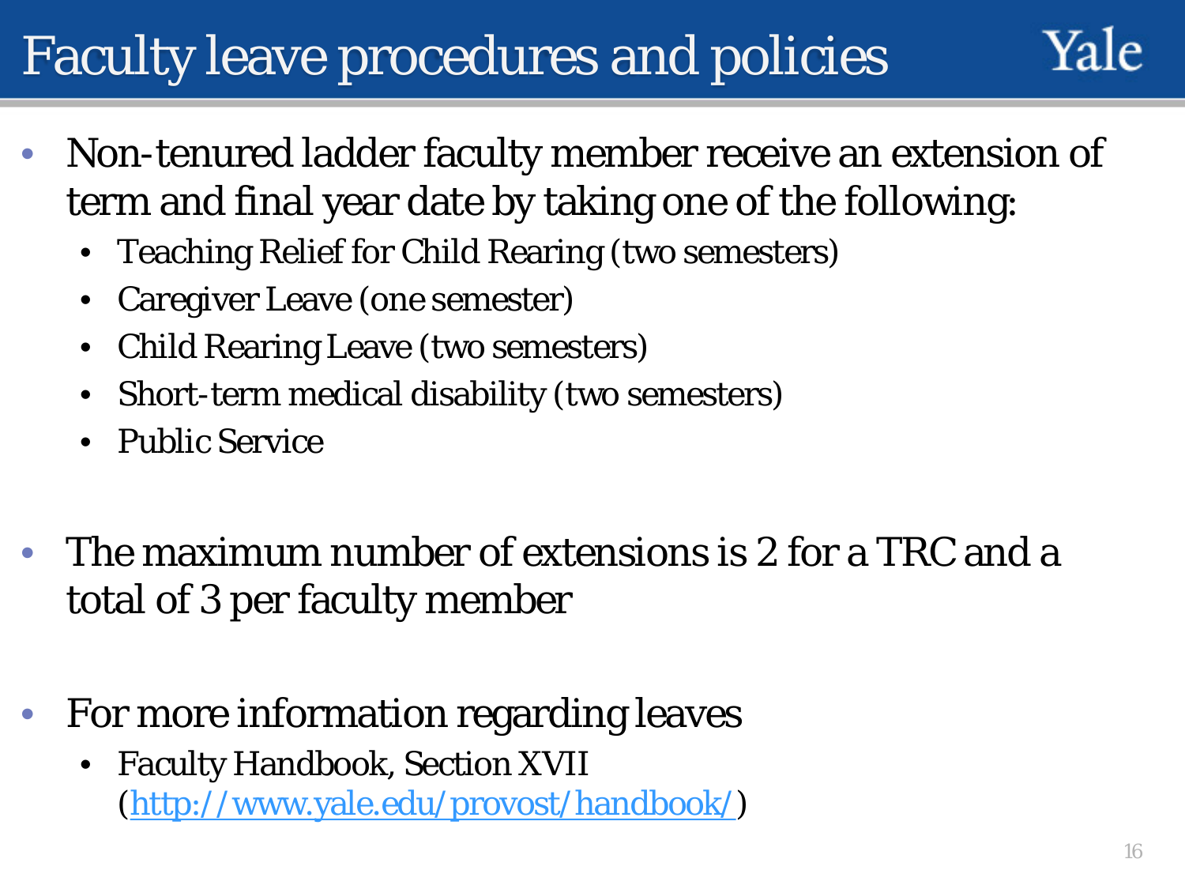# Faculty leave procedures and policies

- Non-tenured ladder faculty member receive an extension of term and final year date by taking one of the following:
  - Teaching Relief for Child Rearing (two semesters)
  - Caregiver Leave (one semester)
  - Child Rearing Leave (two semesters)
  - Short-term medical disability (two semesters)
  - Public Service

- The maximum number of extensions is 2 for a TRC and a total of 3 per faculty member

- For more information regarding leaves
  - Faculty Handbook, Section XVII (http://www.yale.edu/provost/handbook/)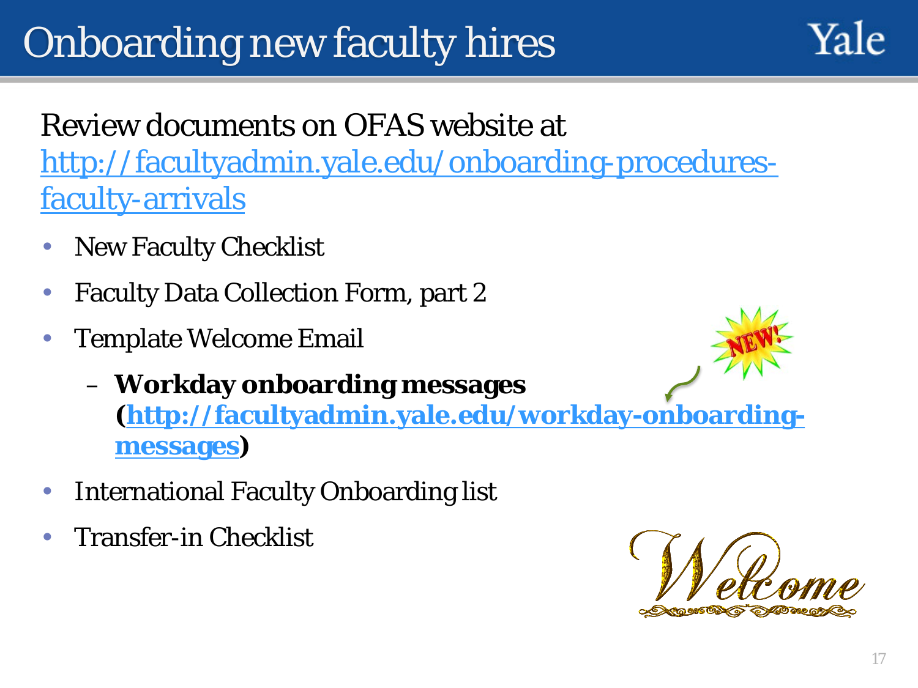# Onboarding new faculty hires

Review documents on OFAS website at http://facultyadmin.yale.edu/onboarding-procedures-faculty-arrivals

- New Faculty Checklist
- Faculty Data Collection Form, part 2
- Template Welcome Email
  - **Workday onboarding messages (http://facultyadmin.yale.edu/workday-onboarding-messages)**
- International Faculty Onboarding list
- Transfer-in Checklist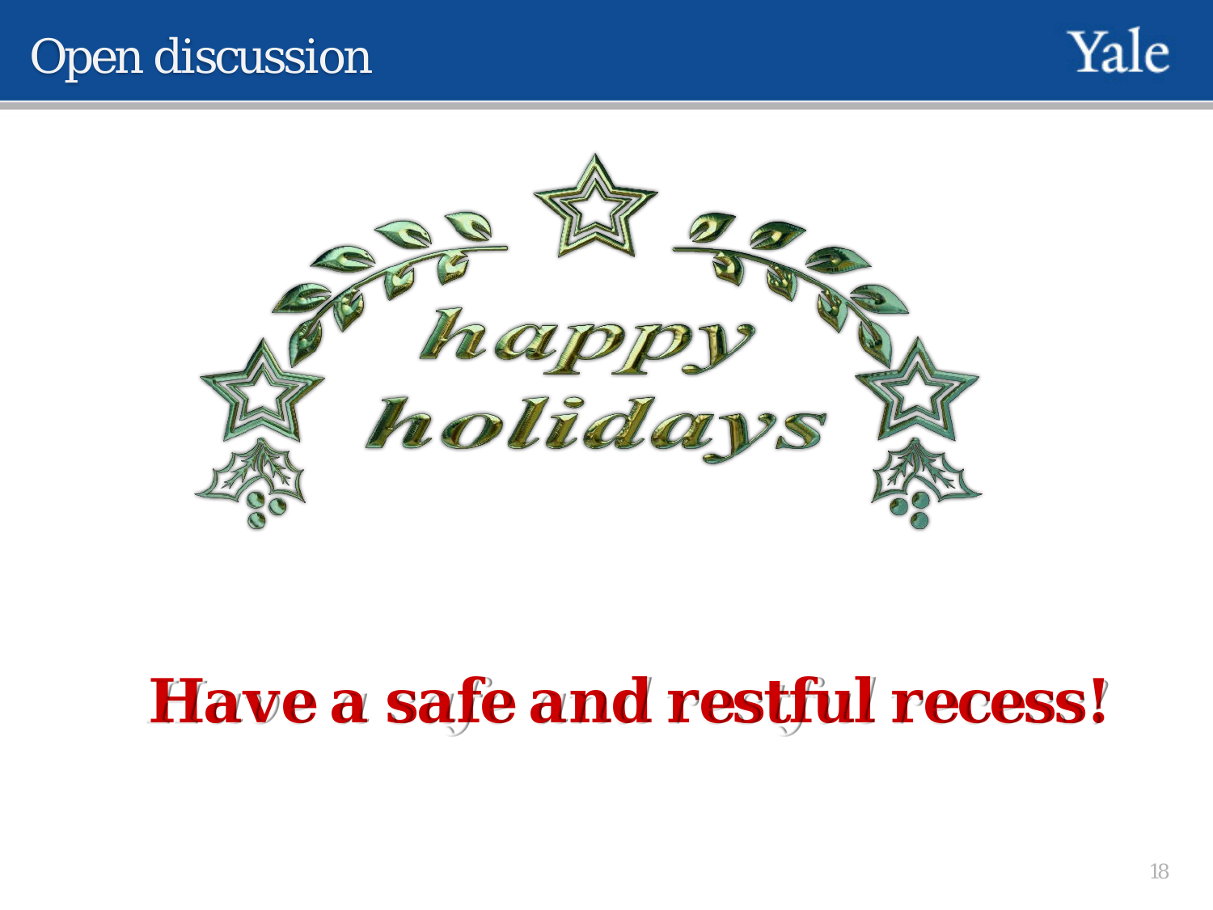# Open discussion

happy
holidays

**Have a safe and restful recess!**